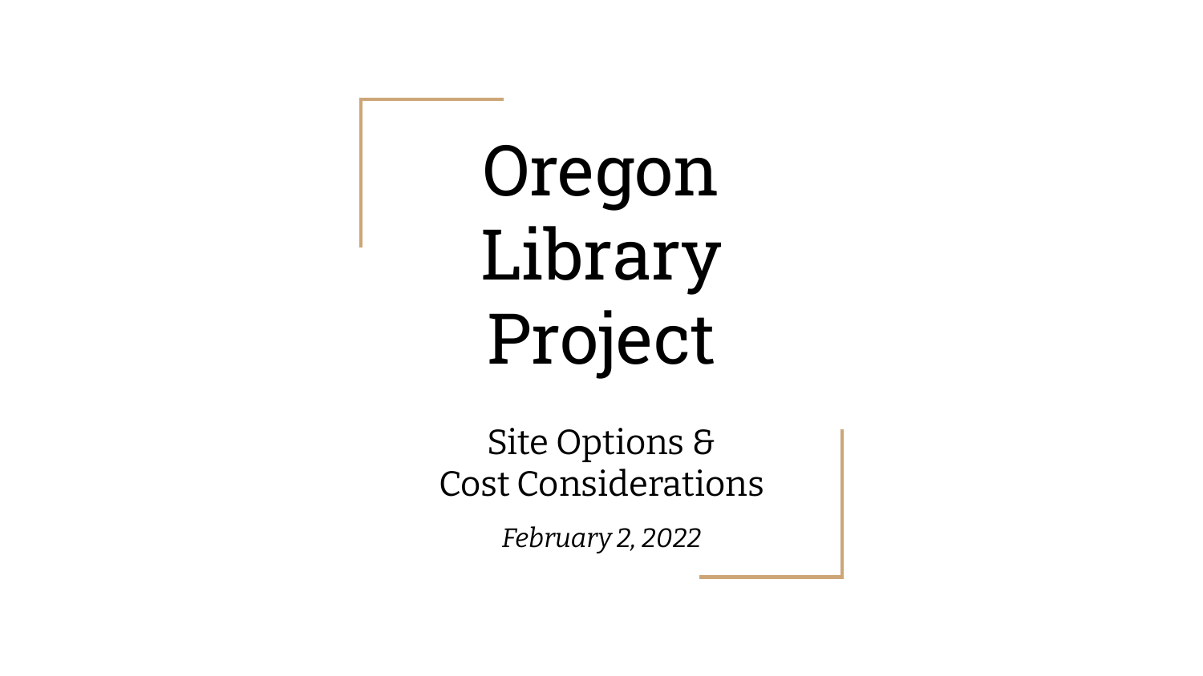# Oregon Library Project

## Site Options & Cost Considerations

*February 2, 2022*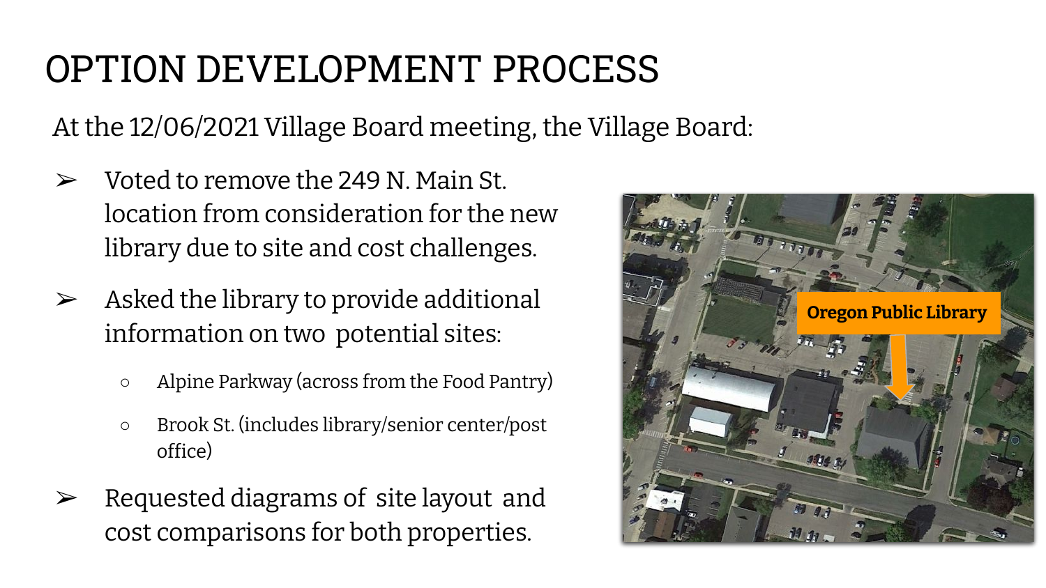# OPTION DEVELOPMENT PROCESS

At the 12/06/2021 Village Board meeting, the Village Board:

- Voted to remove the 249 N. Main St. location from consideration for the new library due to site and cost challenges.
- Asked the library to provide additional information on two potential sites:
  - Alpine Parkway (across from the Food Pantry)
  - Brook St. (includes library/senior center/post office)
- Requested diagrams of site layout and cost comparisons for both properties.

Oregon Public Library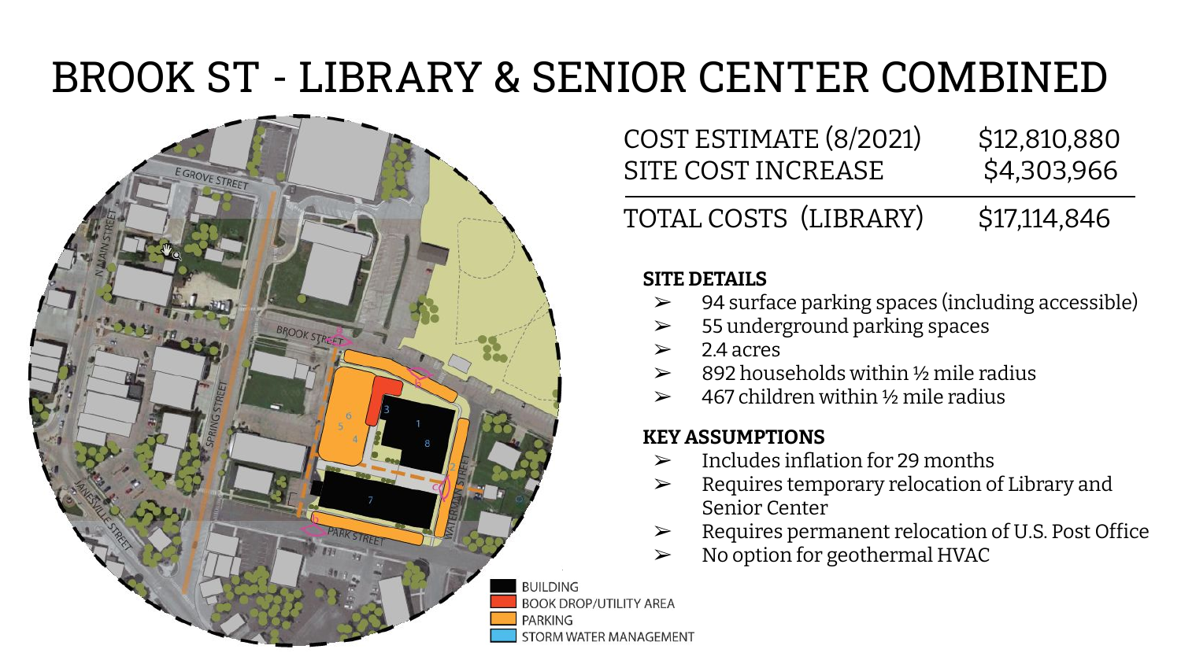# BROOK ST - LIBRARY & SENIOR CENTER COMBINED

| | |
|---|---|
| COST ESTIMATE (8/2021) | $12,810,880 |
| SITE COST INCREASE | $4,303,966 |
| TOTAL COSTS (LIBRARY) | $17,114,846 |

**SITE DETAILS**

- 94 surface parking spaces (including accessible)
- 55 underground parking spaces
- 2.4 acres
- 892 households within ½ mile radius
- 467 children within ½ mile radius

**KEY ASSUMPTIONS**

- Includes inflation for 29 months
- Requires temporary relocation of Library and Senior Center
- Requires permanent relocation of U.S. Post Office
- No option for geothermal HVAC

BUILDING
BOOK DROP/UTILITY AREA
PARKING
STORM WATER MANAGEMENT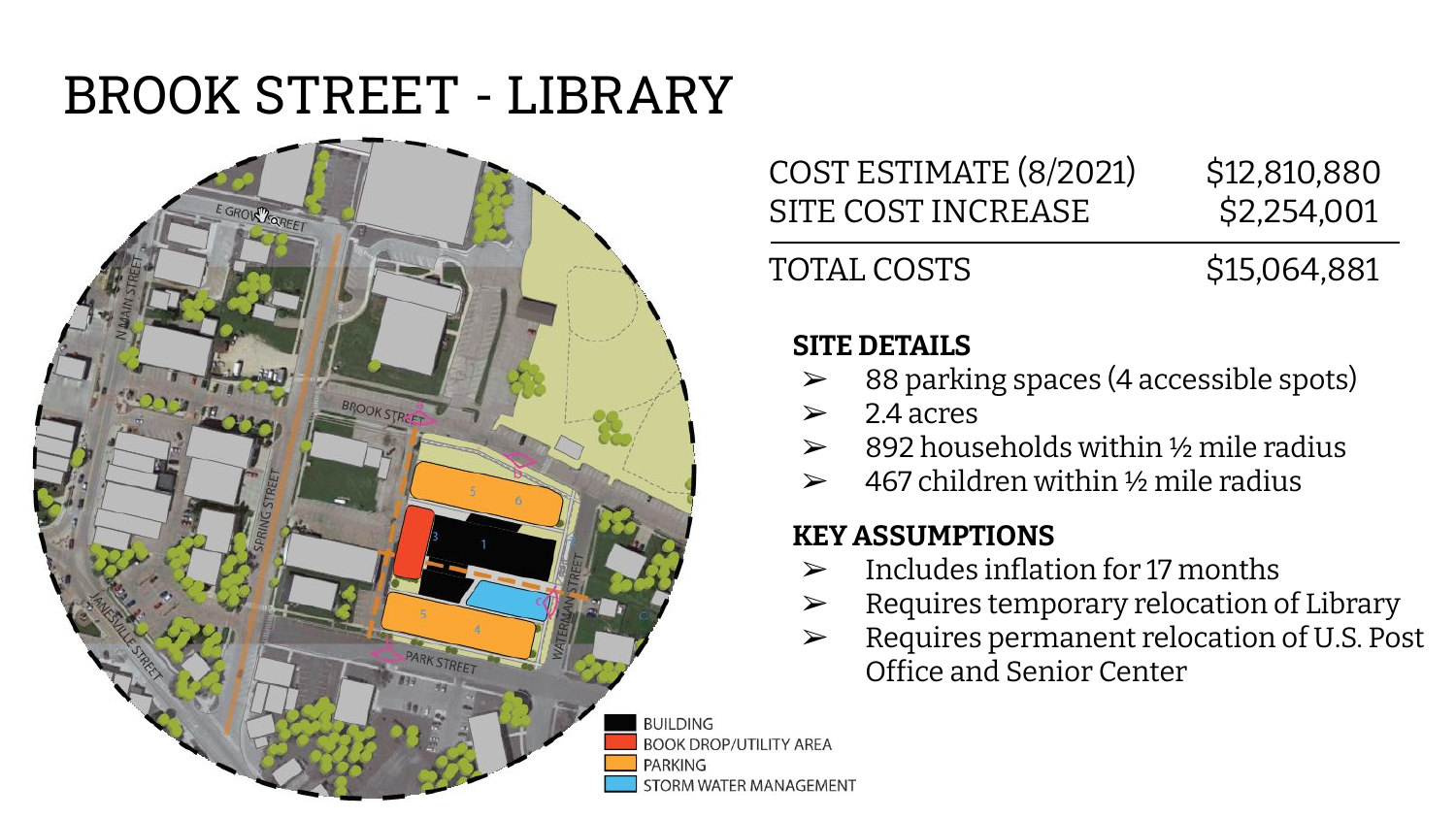# BROOK STREET - LIBRARY

| | |
|---|---|
| COST ESTIMATE (8/2021) | $12,810,880 |
| SITE COST INCREASE | $2,254,001 |
| TOTAL COSTS | $15,064,881 |

**SITE DETAILS**

- 88 parking spaces (4 accessible spots)
- 2.4 acres
- 892 households within ½ mile radius
- 467 children within ½ mile radius

**KEY ASSUMPTIONS**

- Includes inflation for 17 months
- Requires temporary relocation of Library
- Requires permanent relocation of U.S. Post Office and Senior Center

BUILDING
BOOK DROP/UTILITY AREA
PARKING
STORM WATER MANAGEMENT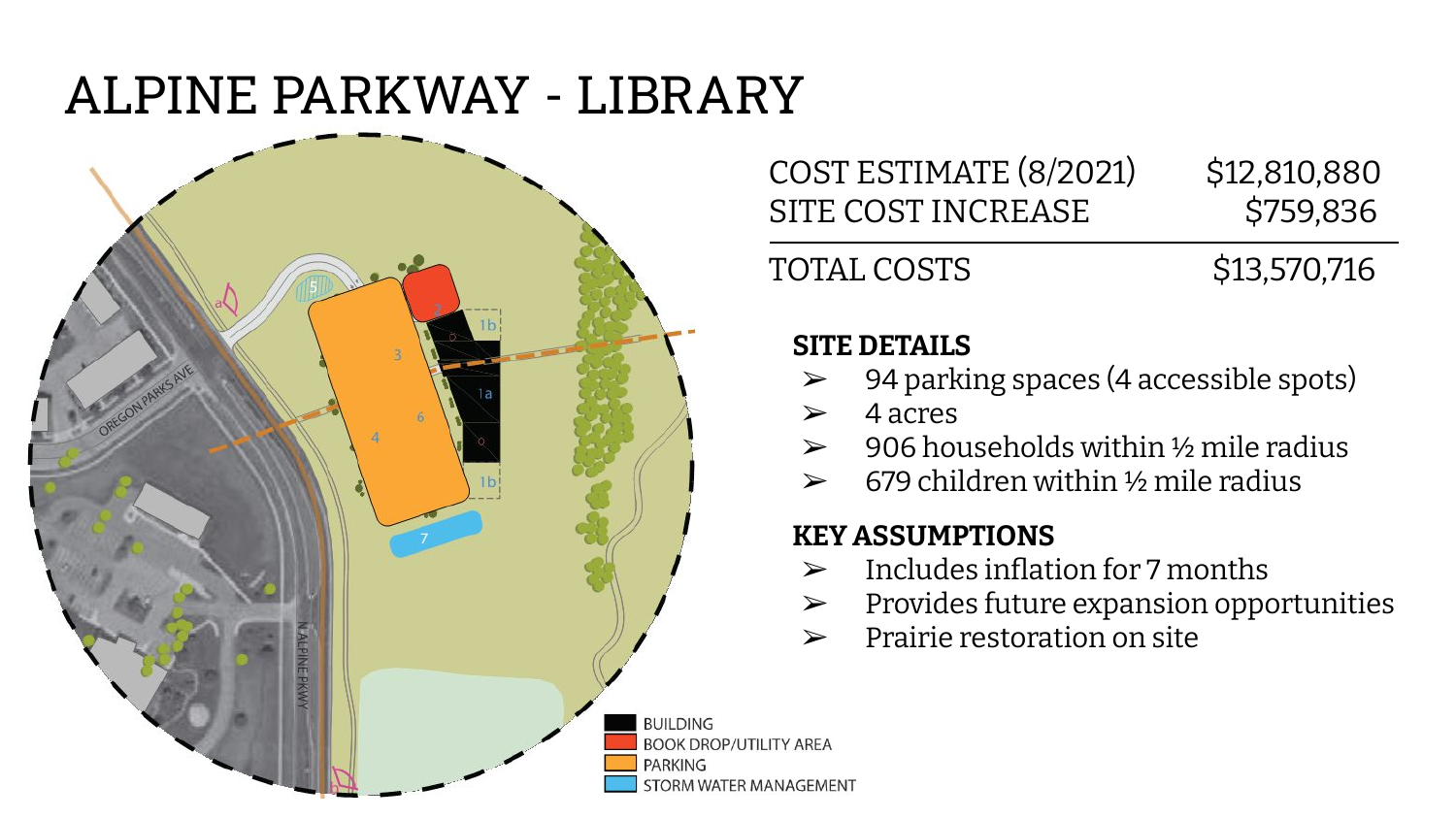# ALPINE PARKWAY - LIBRARY

| | |
|---|---|
| COST ESTIMATE (8/2021) | $12,810,880 |
| SITE COST INCREASE | $759,836 |
| TOTAL COSTS | $13,570,716 |

**SITE DETAILS**

- 94 parking spaces (4 accessible spots)
- 4 acres
- 906 households within ½ mile radius
- 679 children within ½ mile radius

**KEY ASSUMPTIONS**

- Includes inflation for 7 months
- Provides future expansion opportunities
- Prairie restoration on site

BUILDING
BOOK DROP/UTILITY AREA
PARKING
STORM WATER MANAGEMENT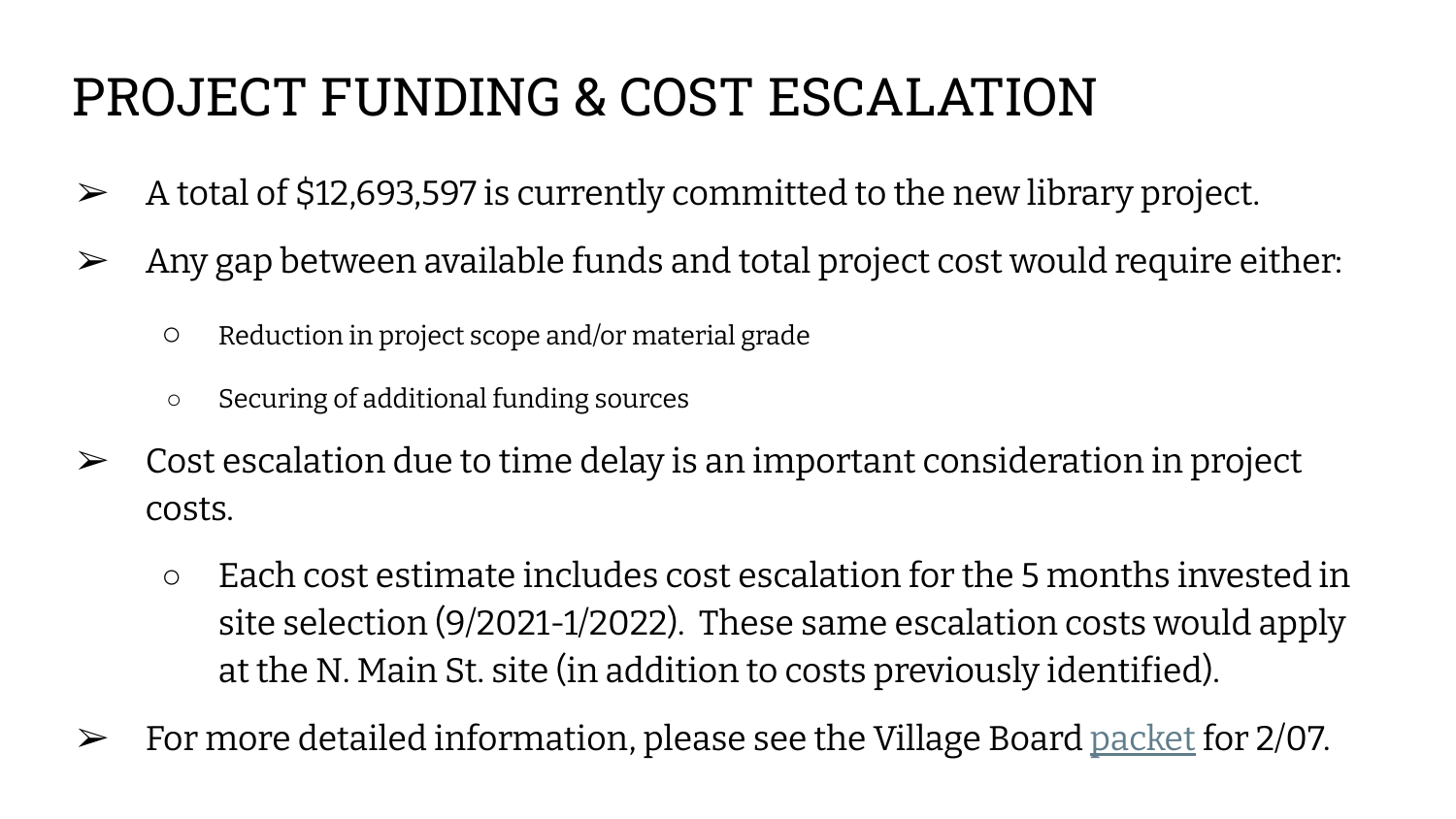# PROJECT FUNDING & COST ESCALATION

- A total of $12,693,597 is currently committed to the new library project.
- Any gap between available funds and total project cost would require either:
  - Reduction in project scope and/or material grade
  - Securing of additional funding sources
- Cost escalation due to time delay is an important consideration in project costs.
  - Each cost estimate includes cost escalation for the 5 months invested in site selection (9/2021-1/2022). These same escalation costs would apply at the N. Main St. site (in addition to costs previously identified).
- For more detailed information, please see the Village Board packet for 2/07.